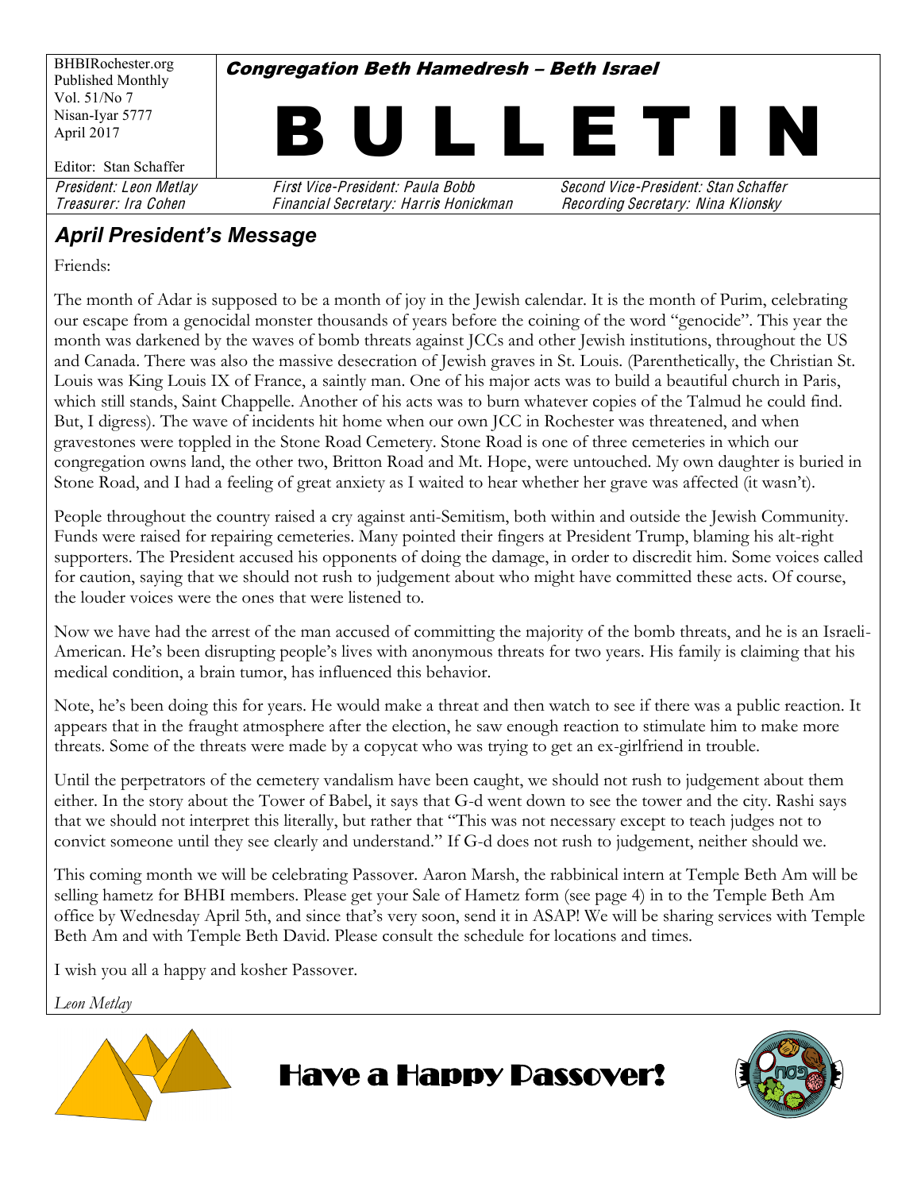BHBIRochester.org
Published Monthly
Vol. 51/No 7
Nisan-Iyar 5777
April 2017

Editor: Stan Schaffer

**Congregation Beth Hamedresh – Beth Israel**

# BULLETIN

*President: Leon Metlay* | *First Vice-President: Paula Bobb* | *Second Vice-President: Stan Schaffer*
*Treasurer: Ira Cohen* | *Financial Secretary: Harris Honickman* | *Recording Secretary: Nina Klionsky*

## April President's Message

Friends:

The month of Adar is supposed to be a month of joy in the Jewish calendar. It is the month of Purim, celebrating our escape from a genocidal monster thousands of years before the coining of the word "genocide". This year the month was darkened by the waves of bomb threats against JCCs and other Jewish institutions, throughout the US and Canada. There was also the massive desecration of Jewish graves in St. Louis. (Parenthetically, the Christian St. Louis was King Louis IX of France, a saintly man. One of his major acts was to build a beautiful church in Paris, which still stands, Saint Chappelle. Another of his acts was to burn whatever copies of the Talmud he could find. But, I digress). The wave of incidents hit home when our own JCC in Rochester was threatened, and when gravestones were toppled in the Stone Road Cemetery. Stone Road is one of three cemeteries in which our congregation owns land, the other two, Britton Road and Mt. Hope, were untouched. My own daughter is buried in Stone Road, and I had a feeling of great anxiety as I waited to hear whether her grave was affected (it wasn't).

People throughout the country raised a cry against anti-Semitism, both within and outside the Jewish Community. Funds were raised for repairing cemeteries. Many pointed their fingers at President Trump, blaming his alt-right supporters. The President accused his opponents of doing the damage, in order to discredit him. Some voices called for caution, saying that we should not rush to judgement about who might have committed these acts. Of course, the louder voices were the ones that were listened to.

Now we have had the arrest of the man accused of committing the majority of the bomb threats, and he is an Israeli-American. He's been disrupting people's lives with anonymous threats for two years. His family is claiming that his medical condition, a brain tumor, has influenced this behavior.

Note, he's been doing this for years. He would make a threat and then watch to see if there was a public reaction. It appears that in the fraught atmosphere after the election, he saw enough reaction to stimulate him to make more threats. Some of the threats were made by a copycat who was trying to get an ex-girlfriend in trouble.

Until the perpetrators of the cemetery vandalism have been caught, we should not rush to judgement about them either. In the story about the Tower of Babel, it says that G-d went down to see the tower and the city. Rashi says that we should not interpret this literally, but rather that "This was not necessary except to teach judges not to convict someone until they see clearly and understand." If G-d does not rush to judgement, neither should we.

This coming month we will be celebrating Passover. Aaron Marsh, the rabbinical intern at Temple Beth Am will be selling hametz for BHBI members. Please get your Sale of Hametz form (see page 4) in to the Temple Beth Am office by Wednesday April 5th, and since that's very soon, send it in ASAP! We will be sharing services with Temple Beth Am and with Temple Beth David. Please consult the schedule for locations and times.

I wish you all a happy and kosher Passover.

*Leon Metlay*

**Have a Happy Passover!**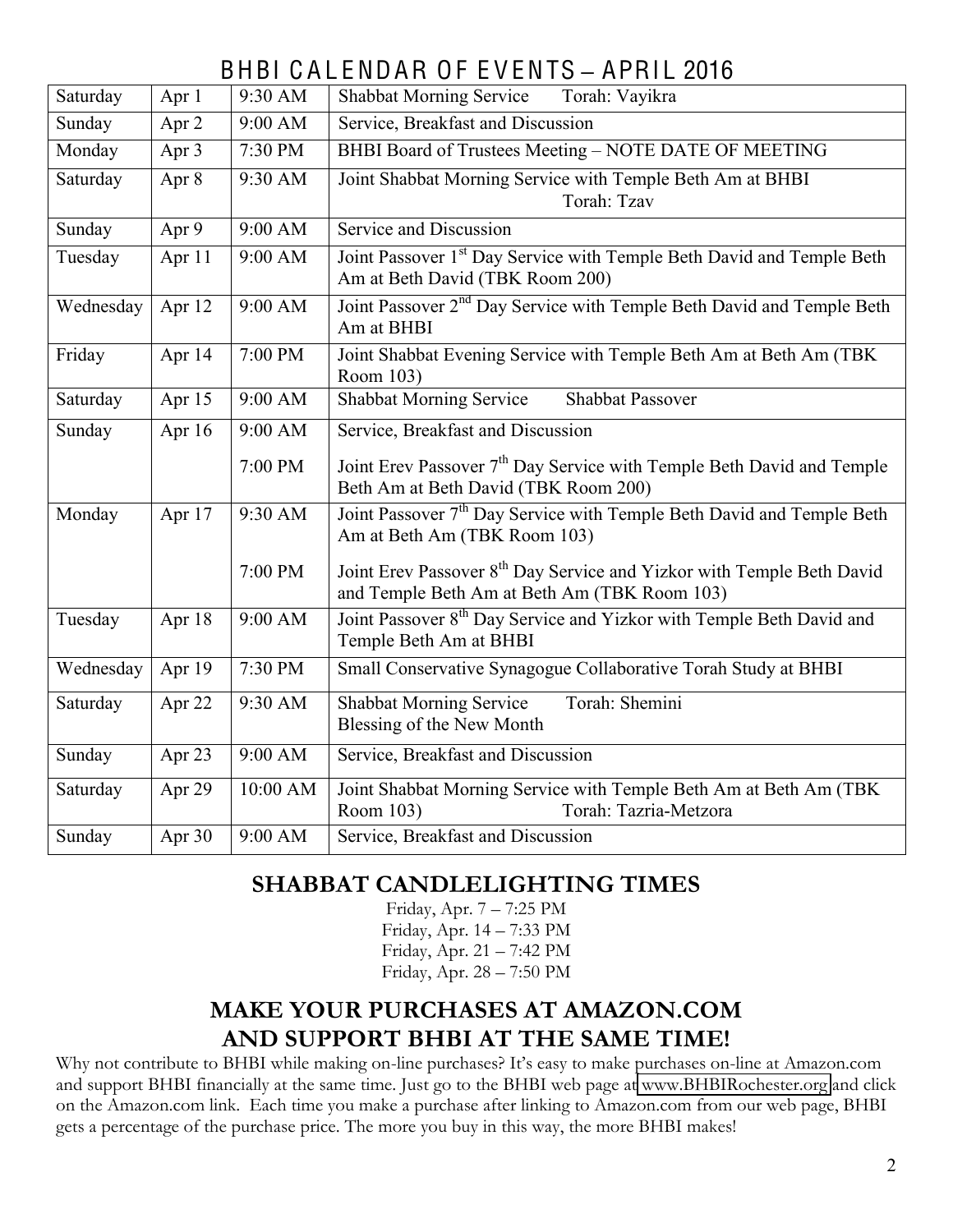# BHBI CALENDAR OF EVENTS – APRIL 2016

| | | | |
|---|---|---|---|
| Saturday | Apr 1 | 9:30 AM | Shabbat Morning Service Torah: Vayikra |
| Sunday | Apr 2 | 9:00 AM | Service, Breakfast and Discussion |
| Monday | Apr 3 | 7:30 PM | BHBI Board of Trustees Meeting – NOTE DATE OF MEETING |
| Saturday | Apr 8 | 9:30 AM | Joint Shabbat Morning Service with Temple Beth Am at BHBI Torah: Tzav |
| Sunday | Apr 9 | 9:00 AM | Service and Discussion |
| Tuesday | Apr 11 | 9:00 AM | Joint Passover 1st Day Service with Temple Beth David and Temple Beth Am at Beth David (TBK Room 200) |
| Wednesday | Apr 12 | 9:00 AM | Joint Passover 2nd Day Service with Temple Beth David and Temple Beth Am at BHBI |
| Friday | Apr 14 | 7:00 PM | Joint Shabbat Evening Service with Temple Beth Am at Beth Am (TBK Room 103) |
| Saturday | Apr 15 | 9:00 AM | Shabbat Morning Service Shabbat Passover |
| Sunday | Apr 16 | 9:00 AM | Service, Breakfast and Discussion |
| | | 7:00 PM | Joint Erev Passover 7th Day Service with Temple Beth David and Temple Beth Am at Beth David (TBK Room 200) |
| Monday | Apr 17 | 9:30 AM | Joint Passover 7th Day Service with Temple Beth David and Temple Beth Am at Beth Am (TBK Room 103) |
| | | 7:00 PM | Joint Erev Passover 8th Day Service and Yizkor with Temple Beth David and Temple Beth Am at Beth Am (TBK Room 103) |
| Tuesday | Apr 18 | 9:00 AM | Joint Passover 8th Day Service and Yizkor with Temple Beth David and Temple Beth Am at BHBI |
| Wednesday | Apr 19 | 7:30 PM | Small Conservative Synagogue Collaborative Torah Study at BHBI |
| Saturday | Apr 22 | 9:30 AM | Shabbat Morning Service Torah: Shemini<br>Blessing of the New Month |
| Sunday | Apr 23 | 9:00 AM | Service, Breakfast and Discussion |
| Saturday | Apr 29 | 10:00 AM | Joint Shabbat Morning Service with Temple Beth Am at Beth Am (TBK Room 103) Torah: Tazria-Metzora |
| Sunday | Apr 30 | 9:00 AM | Service, Breakfast and Discussion |

## SHABBAT CANDLELIGHTING TIMES

Friday, Apr. 7 – 7:25 PM
Friday, Apr. 14 – 7:33 PM
Friday, Apr. 21 – 7:42 PM
Friday, Apr. 28 – 7:50 PM

## MAKE YOUR PURCHASES AT AMAZON.COM AND SUPPORT BHBI AT THE SAME TIME!

Why not contribute to BHBI while making on-line purchases? It's easy to make purchases on-line at Amazon.com and support BHBI financially at the same time. Just go to the BHBI web page at www.BHBIRochester.org and click on the Amazon.com link. Each time you make a purchase after linking to Amazon.com from our web page, BHBI gets a percentage of the purchase price. The more you buy in this way, the more BHBI makes!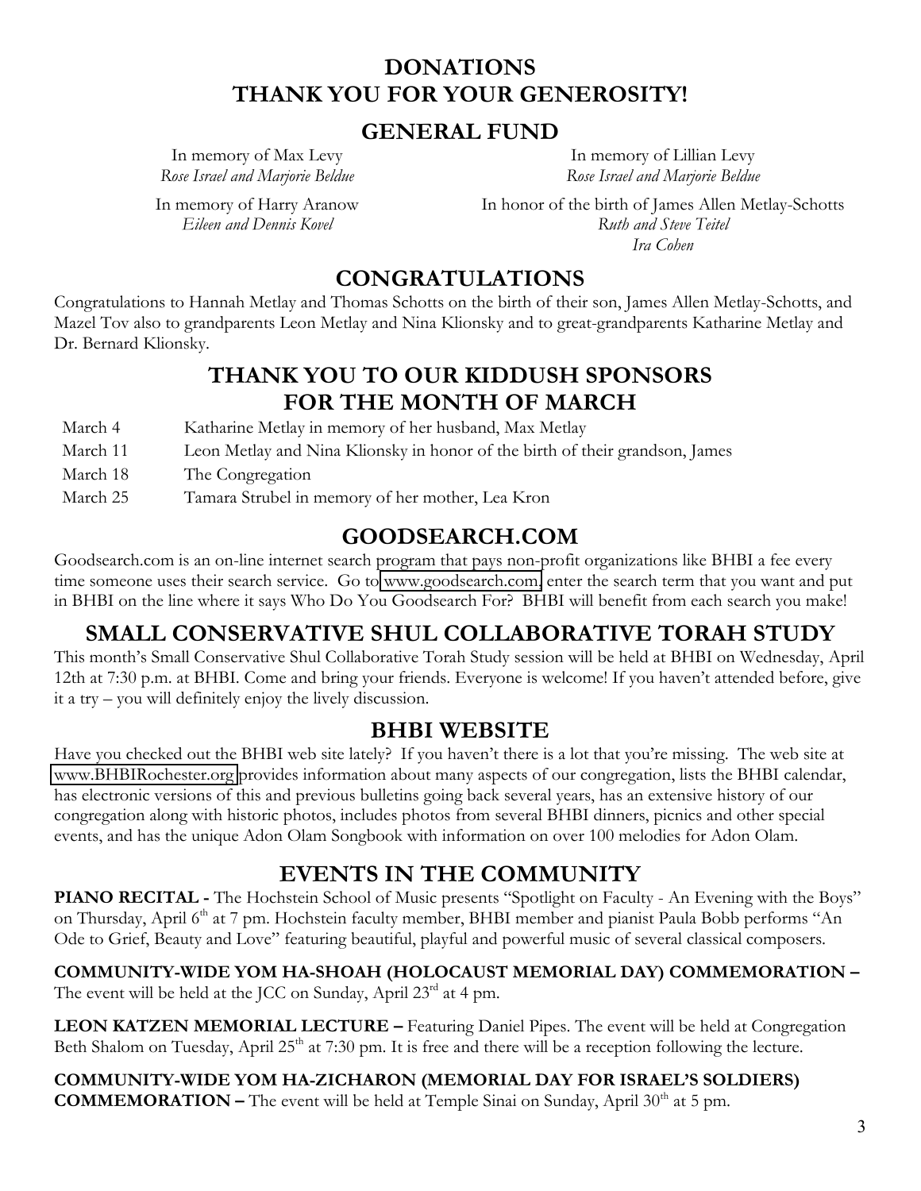# DONATIONS
# THANK YOU FOR YOUR GENEROSITY!

## GENERAL FUND

In memory of Max Levy
*Rose Israel and Marjorie Beldue*

In memory of Lillian Levy
*Rose Israel and Marjorie Beldue*

In memory of Harry Aranow
*Eileen and Dennis Kovel*

In honor of the birth of James Allen Metlay-Schotts
*Ruth and Steve Teitel*
*Ira Cohen*

## CONGRATULATIONS

Congratulations to Hannah Metlay and Thomas Schotts on the birth of their son, James Allen Metlay-Schotts, and Mazel Tov also to grandparents Leon Metlay and Nina Klionsky and to great-grandparents Katharine Metlay and Dr. Bernard Klionsky.

## THANK YOU TO OUR KIDDUSH SPONSORS FOR THE MONTH OF MARCH

| | |
|---|---|
| March 4 | Katharine Metlay in memory of her husband, Max Metlay |
| March 11 | Leon Metlay and Nina Klionsky in honor of the birth of their grandson, James |
| March 18 | The Congregation |
| March 25 | Tamara Strubel in memory of her mother, Lea Kron |

## GOODSEARCH.COM

Goodsearch.com is an on-line internet search program that pays non-profit organizations like BHBI a fee every time someone uses their search service. Go to www.goodsearch.com, enter the search term that you want and put in BHBI on the line where it says Who Do You Goodsearch For? BHBI will benefit from each search you make!

## SMALL CONSERVATIVE SHUL COLLABORATIVE TORAH STUDY

This month's Small Conservative Shul Collaborative Torah Study session will be held at BHBI on Wednesday, April 12th at 7:30 p.m. at BHBI. Come and bring your friends. Everyone is welcome! If you haven't attended before, give it a try – you will definitely enjoy the lively discussion.

## BHBI WEBSITE

Have you checked out the BHBI web site lately? If you haven't there is a lot that you're missing. The web site at www.BHBIRochester.org provides information about many aspects of our congregation, lists the BHBI calendar, has electronic versions of this and previous bulletins going back several years, has an extensive history of our congregation along with historic photos, includes photos from several BHBI dinners, picnics and other special events, and has the unique Adon Olam Songbook with information on over 100 melodies for Adon Olam.

## EVENTS IN THE COMMUNITY

**PIANO RECITAL -** The Hochstein School of Music presents "Spotlight on Faculty - An Evening with the Boys" on Thursday, April 6th at 7 pm. Hochstein faculty member, BHBI member and pianist Paula Bobb performs "An Ode to Grief, Beauty and Love" featuring beautiful, playful and powerful music of several classical composers.

**COMMUNITY-WIDE YOM HA-SHOAH (HOLOCAUST MEMORIAL DAY) COMMEMORATION –** The event will be held at the JCC on Sunday, April 23rd at 4 pm.

**LEON KATZEN MEMORIAL LECTURE –** Featuring Daniel Pipes. The event will be held at Congregation Beth Shalom on Tuesday, April 25th at 7:30 pm. It is free and there will be a reception following the lecture.

**COMMUNITY-WIDE YOM HA-ZICHARON (MEMORIAL DAY FOR ISRAEL'S SOLDIERS) COMMEMORATION –** The event will be held at Temple Sinai on Sunday, April 30th at 5 pm.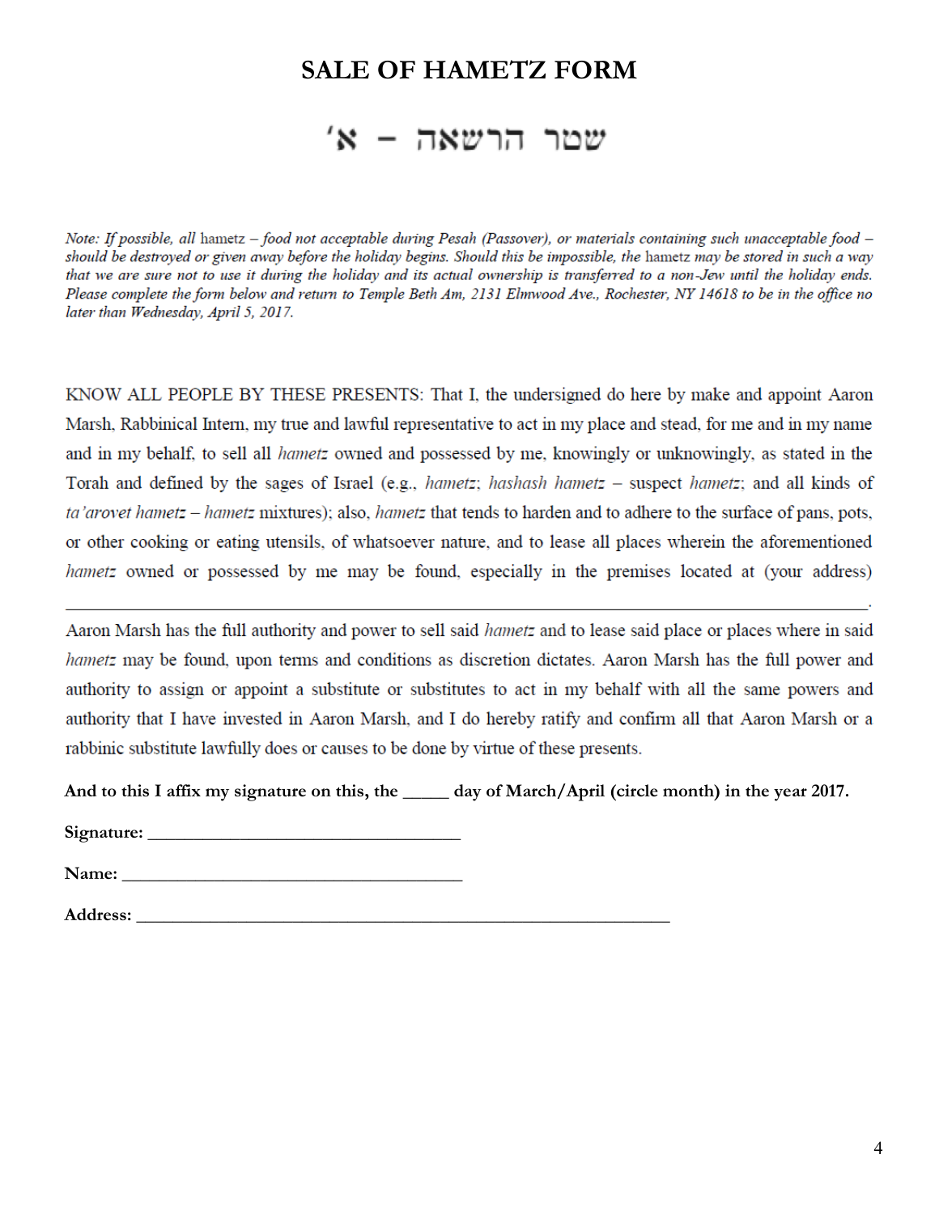# SALE OF HAMETZ FORM

## שטר הרשאה - א'

*Note: If possible, all* hametz *– food not acceptable during Pesah (Passover), or materials containing such unacceptable food – should be destroyed or given away before the holiday begins. Should this be impossible, the* hametz *may be stored in such a way that we are sure not to use it during the holiday and its actual ownership is transferred to a non-Jew until the holiday ends. Please complete the form below and return to Temple Beth Am, 2131 Elmwood Ave., Rochester, NY 14618 to be in the office no later than Wednesday, April 5, 2017.*

KNOW ALL PEOPLE BY THESE PRESENTS: That I, the undersigned do here by make and appoint Aaron Marsh, Rabbinical Intern, my true and lawful representative to act in my place and stead, for me and in my name and in my behalf, to sell all *hametz* owned and possessed by me, knowingly or unknowingly, as stated in the Torah and defined by the sages of Israel (e.g., *hametz*; *hashash hametz* – suspect *hametz*; and all kinds of *ta'arovet hametz* – *hametz* mixtures); also, *hametz* that tends to harden and to adhere to the surface of pans, pots, or other cooking or eating utensils, of whatsoever nature, and to lease all places wherein the aforementioned *hametz* owned or possessed by me may be found, especially in the premises located at (your address) ______________________________________________________________________________.

Aaron Marsh has the full authority and power to sell said *hametz* and to lease said place or places where in said *hametz* may be found, upon terms and conditions as discretion dictates. Aaron Marsh has the full power and authority to assign or appoint a substitute or substitutes to act in my behalf with all the same powers and authority that I have invested in Aaron Marsh, and I do hereby ratify and confirm all that Aaron Marsh or a rabbinic substitute lawfully does or causes to be done by virtue of these presents.

**And to this I affix my signature on this, the _____ day of March/April (circle month) in the year 2017.**

**Signature:** ___________________________________

**Name:** ______________________________________

**Address:** ___________________________________________________________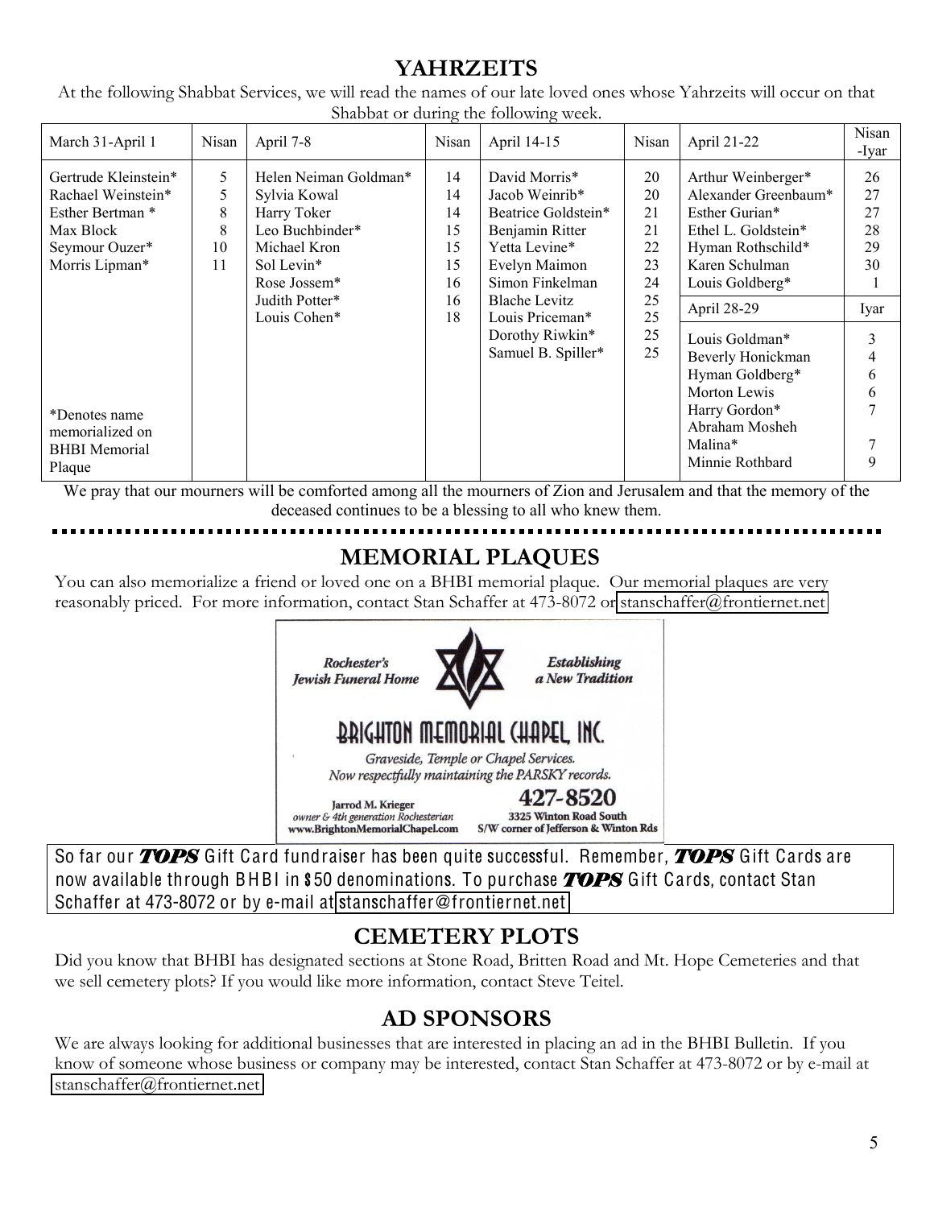## YAHRZEITS

At the following Shabbat Services, we will read the names of our late loved ones whose Yahrzeits will occur on that Shabbat or during the following week.

| March 31-April 1 | Nisan | April 7-8 | Nisan | April 14-15 | Nisan | April 21-22 | Nisan-Iyar |
|---|---|---|---|---|---|---|---|
| Gertrude Kleinstein* | 5 | Helen Neiman Goldman* | 14 | David Morris* | 20 | Arthur Weinberger* | 26 |
| Rachael Weinstein* | 5 | Sylvia Kowal | 14 | Jacob Weinrib* | 20 | Alexander Greenbaum* | 27 |
| Esther Bertman * | 8 | Harry Toker | 14 | Beatrice Goldstein* | 21 | Esther Gurian* | 27 |
| Max Block | 8 | Leo Buchbinder* | 15 | Benjamin Ritter | 21 | Ethel L. Goldstein* | 28 |
| Seymour Ouzer* | 10 | Michael Kron | 15 | Yetta Levine* | 22 | Hyman Rothschild* | 29 |
| Morris Lipman* | 11 | Sol Levin* | 15 | Evelyn Maimon | 23 | Karen Schulman | 30 |
| | | Rose Jossem* | 16 | Simon Finkelman | 24 | Louis Goldberg* | 1 |
| | | Judith Potter* | 16 | Blache Levitz | 25 | **April 28-29** | **Iyar** |
| | | Louis Cohen* | 18 | Louis Priceman* | 25 | Louis Goldman* | 3 |
| | | | | Dorothy Rivkin* | 25 | Beverly Honickman | 4 |
| | | | | Samuel B. Spiller* | 25 | Hyman Goldberg* | 6 |
| | | | | | | Morton Lewis | 6 |
| *Denotes name memorialized on BHBI Memorial Plaque | | | | | | Harry Gordon* | 7 |
| | | | | | | Abraham Mosheh Malina* | 7 |
| | | | | | | Minnie Rothbard | 9 |

We pray that our mourners will be comforted among all the mourners of Zion and Jerusalem and that the memory of the deceased continues to be a blessing to all who knew them.

## MEMORIAL PLAQUES

You can also memorialize a friend or loved one on a BHBI memorial plaque. Our memorial plaques are very reasonably priced. For more information, contact Stan Schaffer at 473-8072 or stanschaffer@frontiernet.net

*Rochester's Jewish Funeral Home* — *Establishing a New Tradition*

**BRIGHTON MEMORIAL CHAPEL, INC.**

*Graveside, Temple or Chapel Services.*
*Now respectfully maintaining the PARSKY records.*

Jarrod M. Krieger
*owner & 4th generation Rochesterian*
www.BrightonMemorialChapel.com

**427-8520**
3325 Winton Road South
S/W corner of Jefferson & Winton Rds

So far our ***TOPS*** Gift Card fundraiser has been quite successful. Remember, ***TOPS*** Gift Cards are now available through BHBI in $50 denominations. To purchase ***TOPS*** Gift Cards, contact Stan Schaffer at 473-8072 or by e-mail at stanschaffer@frontiernet.net

## CEMETERY PLOTS

Did you know that BHBI has designated sections at Stone Road, Britten Road and Mt. Hope Cemeteries and that we sell cemetery plots? If you would like more information, contact Steve Teitel.

## AD SPONSORS

We are always looking for additional businesses that are interested in placing an ad in the BHBI Bulletin. If you know of someone whose business or company may be interested, contact Stan Schaffer at 473-8072 or by e-mail at stanschaffer@frontiernet.net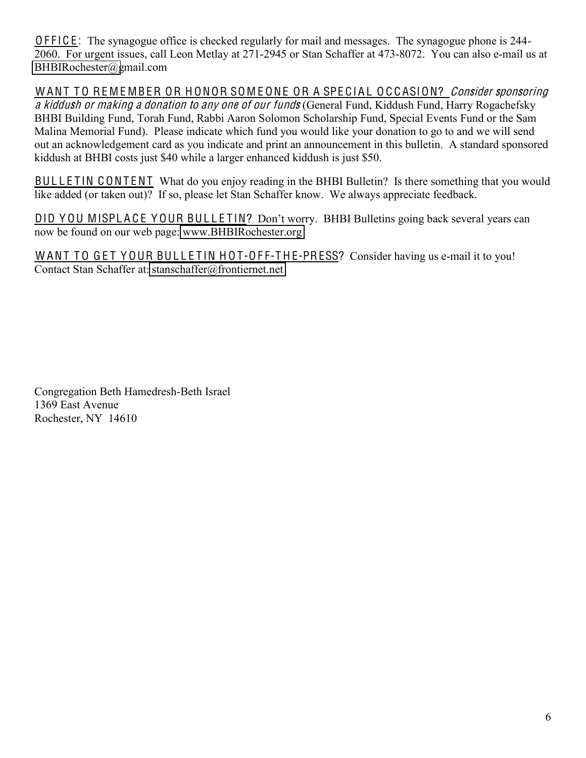OFFICE: The synagogue office is checked regularly for mail and messages. The synagogue phone is 244-2060. For urgent issues, call Leon Metlay at 271-2945 or Stan Schaffer at 473-8072. You can also e-mail us at BHBIRochester@gmail.com

WANT TO REMEMBER OR HONOR SOMEONE OR A SPECIAL OCCASION? *Consider sponsoring a kiddush or making a donation to any one of our funds* (General Fund, Kiddush Fund, Harry Rogachefsky BHBI Building Fund, Torah Fund, Rabbi Aaron Solomon Scholarship Fund, Special Events Fund or the Sam Malina Memorial Fund). Please indicate which fund you would like your donation to go to and we will send out an acknowledgement card as you indicate and print an announcement in this bulletin. A standard sponsored kiddush at BHBI costs just $40 while a larger enhanced kiddush is just $50.

BULLETIN CONTENT What do you enjoy reading in the BHBI Bulletin? Is there something that you would like added (or taken out)? If so, please let Stan Schaffer know. We always appreciate feedback.

DID YOU MISPLACE YOUR BULLETIN? Don't worry. BHBI Bulletins going back several years can now be found on our web page: www.BHBIRochester.org

WANT TO GET YOUR BULLETIN HOT-OFF-THE-PRESS? Consider having us e-mail it to you! Contact Stan Schaffer at: stanschaffer@frontiernet.net

Congregation Beth Hamedresh-Beth Israel
1369 East Avenue
Rochester, NY 14610